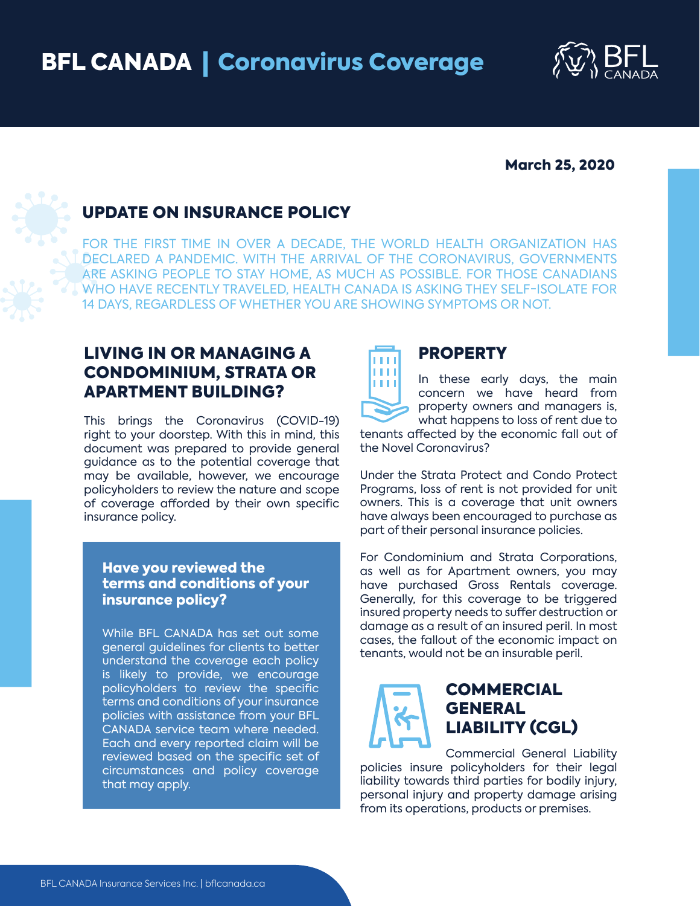# BFL CANADA | Coronavirus Coverage

**March 25, 2020**

## UPDATE ON INSURANCE POLICY

FOR THE FIRST TIME IN OVER A DECADE, THE WORLD HEALTH ORGANIZATION HAS DECLARED A PANDEMIC. WITH THE ARRIVAL OF THE CORONAVIRUS, GOVERNMENTS ARE ASKING PEOPLE TO STAY HOME, AS MUCH AS POSSIBLE. FOR THOSE CANADIANS WHO HAVE RECENTLY TRAVELED, HEALTH CANADA IS ASKING THEY SELF-ISOLATE FOR 14 DAYS, REGARDLESS OF WHETHER YOU ARE SHOWING SYMPTOMS OR NOT.

## LIVING IN OR MANAGING A CONDOMINIUM, STRATA OR APARTMENT BUILDING?

This brings the Coronavirus (COVID-19) right to your doorstep. With this in mind, this document was prepared to provide general guidance as to the potential coverage that may be available, however, we encourage policyholders to review the nature and scope of coverage afforded by their own specific insurance policy.

**Have you reviewed the terms and conditions of your insurance policy?**

While BFL CANADA has set out some general guidelines for clients to better understand the coverage each policy is likely to provide, we encourage policyholders to review the specific terms and conditions of your insurance policies with assistance from your BFL CANADA service team where needed. Each and every reported claim will be reviewed based on the specific set of circumstances and policy coverage that may apply.

## PROPERTY

In these early days, the main concern we have heard from property owners and managers is, what happens to loss of rent due to tenants affected by the economic fall out of the Novel Coronavirus?

Under the Strata Protect and Condo Protect Programs, loss of rent is not provided for unit owners. This is a coverage that unit owners have always been encouraged to purchase as part of their personal insurance policies.

For Condominium and Strata Corporations, as well as for Apartment owners, you may have purchased Gross Rentals coverage. Generally, for this coverage to be triggered insured property needs to suffer destruction or damage as a result of an insured peril. In most cases, the fallout of the economic impact on tenants, would not be an insurable peril.

## COMMERCIAL GENERAL LIABILITY (CGL)

Commercial General Liability policies insure policyholders for their legal liability towards third parties for bodily injury, personal injury and property damage arising from its operations, products or premises.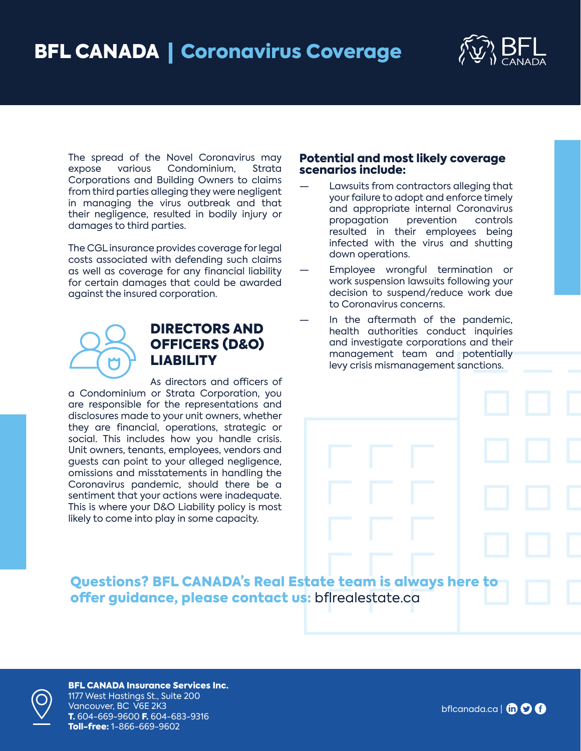# BFL CANADA | Coronavirus Coverage

The spread of the Novel Coronavirus may expose various Condominium, Strata Corporations and Building Owners to claims from third parties alleging they were negligent in managing the virus outbreak and that their negligence, resulted in bodily injury or damages to third parties.

The CGL insurance provides coverage for legal costs associated with defending such claims as well as coverage for any financial liability for certain damages that could be awarded against the insured corporation.

## DIRECTORS AND OFFICERS (D&O) LIABILITY

As directors and officers of a Condominium or Strata Corporation, you are responsible for the representations and disclosures made to your unit owners, whether they are financial, operations, strategic or social. This includes how you handle crisis. Unit owners, tenants, employees, vendors and guests can point to your alleged negligence, omissions and misstatements in handling the Coronavirus pandemic, should there be a sentiment that your actions were inadequate. This is where your D&O Liability policy is most likely to come into play in some capacity.

**Potential and most likely coverage scenarios include:**

- Lawsuits from contractors alleging that your failure to adopt and enforce timely and appropriate internal Coronavirus propagation prevention controls resulted in their employees being infected with the virus and shutting down operations.
- Employee wrongful termination or work suspension lawsuits following your decision to suspend/reduce work due to Coronavirus concerns.
- In the aftermath of the pandemic, health authorities conduct inquiries and investigate corporations and their management team and potentially levy crisis mismanagement sanctions.

**Questions? BFL CANADA's Real Estate team is always here to offer guidance, please contact us:** bflrealestate.ca

**BFL CANADA Insurance Services Inc.**
1177 West Hastings St., Suite 200
Vancouver, BC V6E 2K3
**T.** 604-669-9600 **F.** 604-683-9316
**Toll-free:** 1-866-669-9602

bflcanada.ca